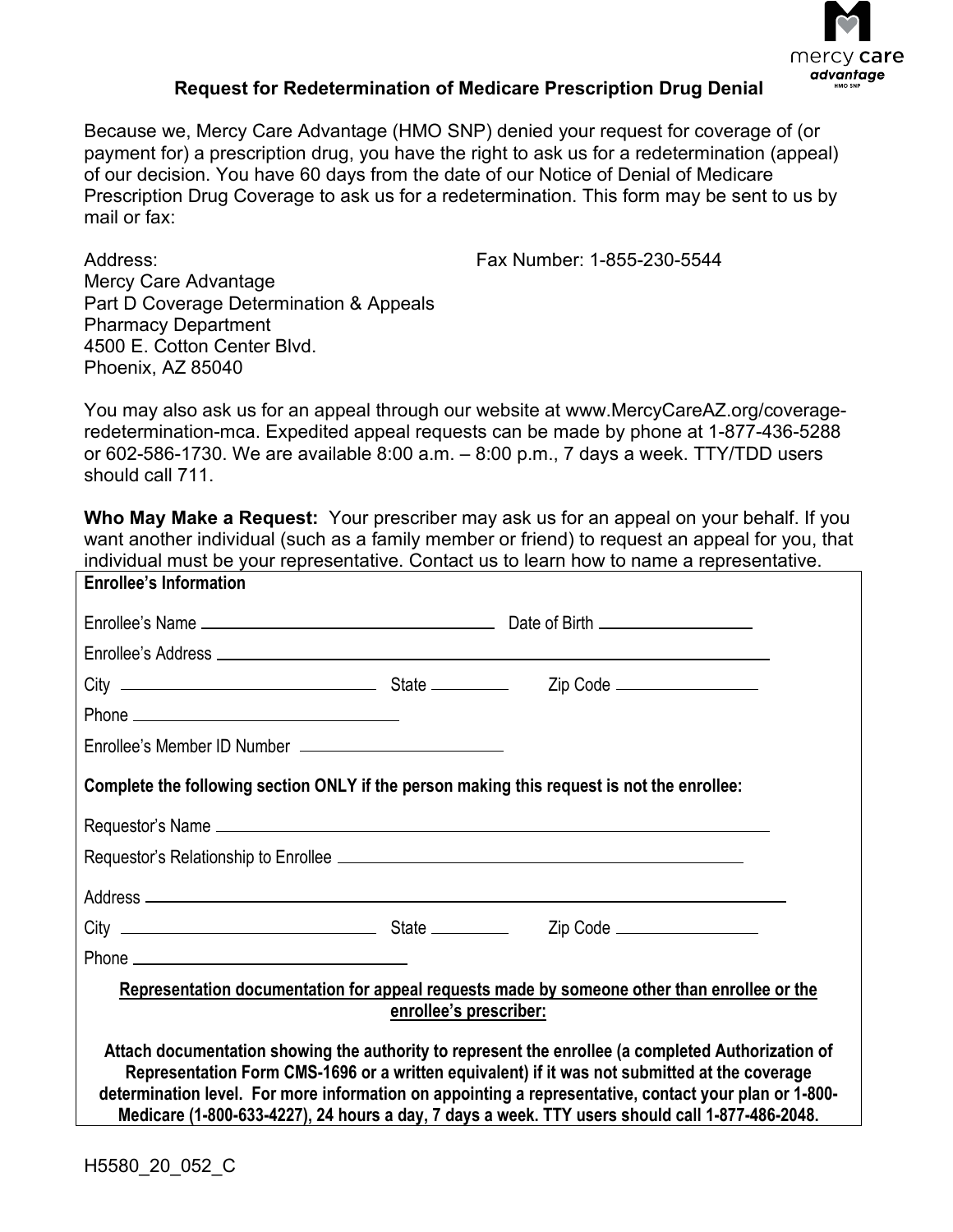# Request for Redetermination of Medicare Prescription Drug Denial

Because we, Mercy Care Advantage (HMO SNP) denied your request for coverage of (or payment for) a prescription drug, you have the right to ask us for a redetermination (appeal) of our decision. You have 60 days from the date of our Notice of Denial of Medicare Prescription Drug Coverage to ask us for a redetermination. This form may be sent to us by mail or fax:

Address:
Mercy Care Advantage
Part D Coverage Determination & Appeals
Pharmacy Department
4500 E. Cotton Center Blvd.
Phoenix, AZ 85040

Fax Number: 1-855-230-5544

You may also ask us for an appeal through our website at www.MercyCareAZ.org/coverage-redetermination-mca. Expedited appeal requests can be made by phone at 1-877-436-5288 or 602-586-1730. We are available 8:00 a.m. – 8:00 p.m., 7 days a week. TTY/TDD users should call 711.

**Who May Make a Request:** Your prescriber may ask us for an appeal on your behalf. If you want another individual (such as a family member or friend) to request an appeal for you, that individual must be your representative. Contact us to learn how to name a representative.

**Enrollee's Information**

Enrollee's Name ______________________ Date of Birth ______________

Enrollee's Address ________________________________________

City ______________________ State ________ Zip Code ______________

Phone ______________________

Enrollee's Member ID Number ______________________

**Complete the following section ONLY if the person making this request is not the enrollee:**

Requestor's Name ________________________________________

Requestor's Relationship to Enrollee ______________________________

Address ________________________________________

City ______________________ State ________ Zip Code ______________

Phone ______________________

**Representation documentation for appeal requests made by someone other than enrollee or the enrollee's prescriber:**

**Attach documentation showing the authority to represent the enrollee (a completed Authorization of Representation Form CMS-1696 or a written equivalent) if it was not submitted at the coverage determination level. For more information on appointing a representative, contact your plan or 1-800-Medicare (1-800-633-4227), 24 hours a day, 7 days a week. TTY users should call 1-877-486-2048.**

H5580_20_052_C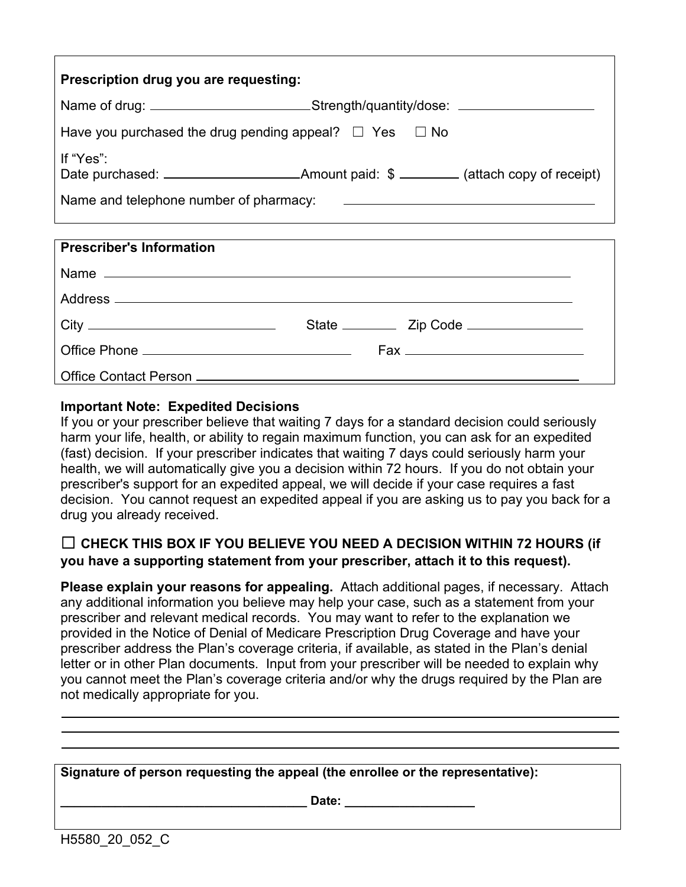**Prescription drug you are requesting:**

Name of drug: ______________________ Strength/quantity/dose: ____________________

Have you purchased the drug pending appeal? ☐ Yes ☐ No

If "Yes":
Date purchased: ____________________ Amount paid: $ _________ (attach copy of receipt)

Name and telephone number of pharmacy: ____________________________________

**Prescriber's Information**

Name ______________________________________________________________

Address ____________________________________________________________

City ___________________________ State _________ Zip Code _________________

Office Phone _______________________________ Fax _________________________

Office Contact Person ________________________________________________

**Important Note: Expedited Decisions**
If you or your prescriber believe that waiting 7 days for a standard decision could seriously harm your life, health, or ability to regain maximum function, you can ask for an expedited (fast) decision. If your prescriber indicates that waiting 7 days could seriously harm your health, we will automatically give you a decision within 72 hours. If you do not obtain your prescriber's support for an expedited appeal, we will decide if your case requires a fast decision. You cannot request an expedited appeal if you are asking us to pay you back for a drug you already received.

**☐ CHECK THIS BOX IF YOU BELIEVE YOU NEED A DECISION WITHIN 72 HOURS (if you have a supporting statement from your prescriber, attach it to this request).**

**Please explain your reasons for appealing.** Attach additional pages, if necessary. Attach any additional information you believe may help your case, such as a statement from your prescriber and relevant medical records. You may want to refer to the explanation we provided in the Notice of Denial of Medicare Prescription Drug Coverage and have your prescriber address the Plan's coverage criteria, if available, as stated in the Plan's denial letter or in other Plan documents. Input from your prescriber will be needed to explain why you cannot meet the Plan's coverage criteria and/or why the drugs required by the Plan are not medically appropriate for you.

______________________________________________________________________________

______________________________________________________________________________

______________________________________________________________________________

**Signature of person requesting the appeal (the enrollee or the representative):**

**___________________________________ Date: __________________**

H5580_20_052_C